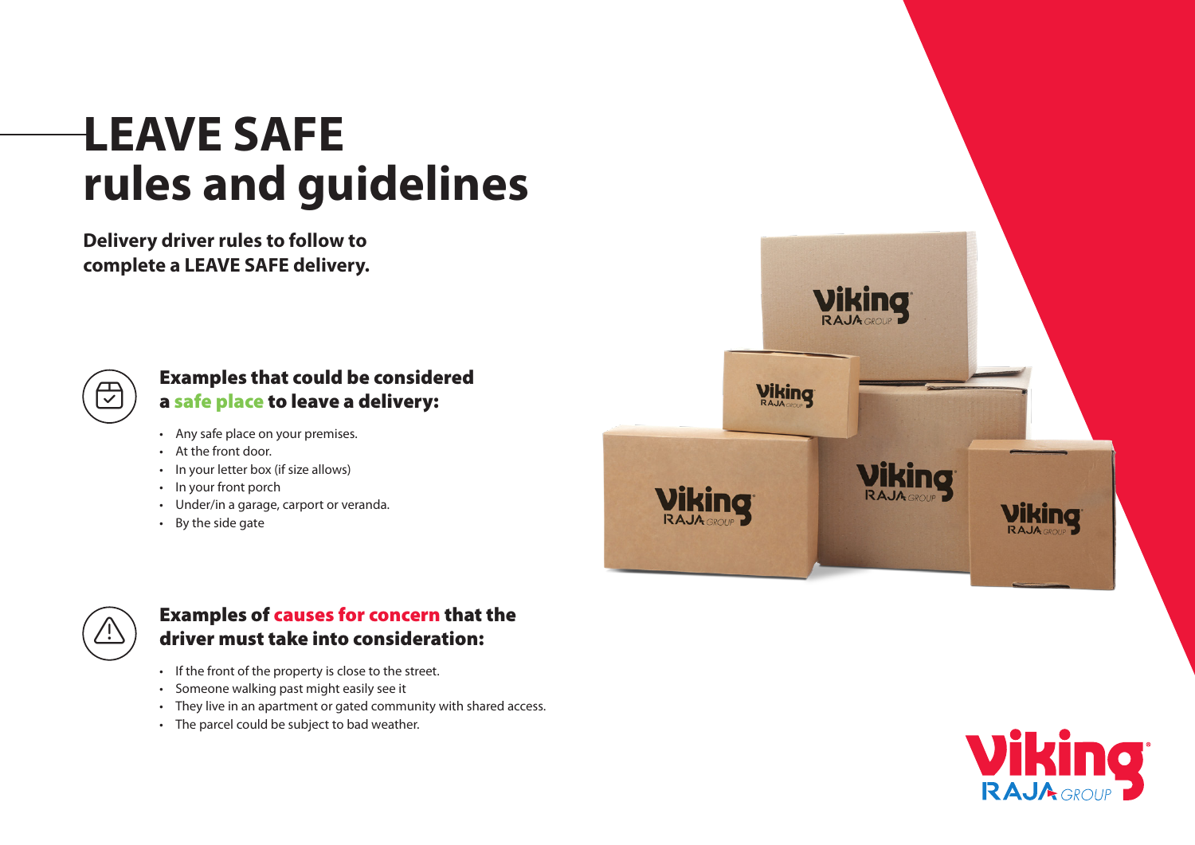# LEAVE SAFE rules and guidelines

**Delivery driver rules to follow to complete a LEAVE SAFE delivery.**

### Examples that could be considered a safe place to leave a delivery:

- Any safe place on your premises.
- At the front door.
- In your letter box (if size allows)
- In your front porch
- Under/in a garage, carport or veranda.
- By the side gate

### Examples of causes for concern that the driver must take into consideration:

- If the front of the property is close to the street.
- Someone walking past might easily see it
- They live in an apartment or gated community with shared access.
- The parcel could be subject to bad weather.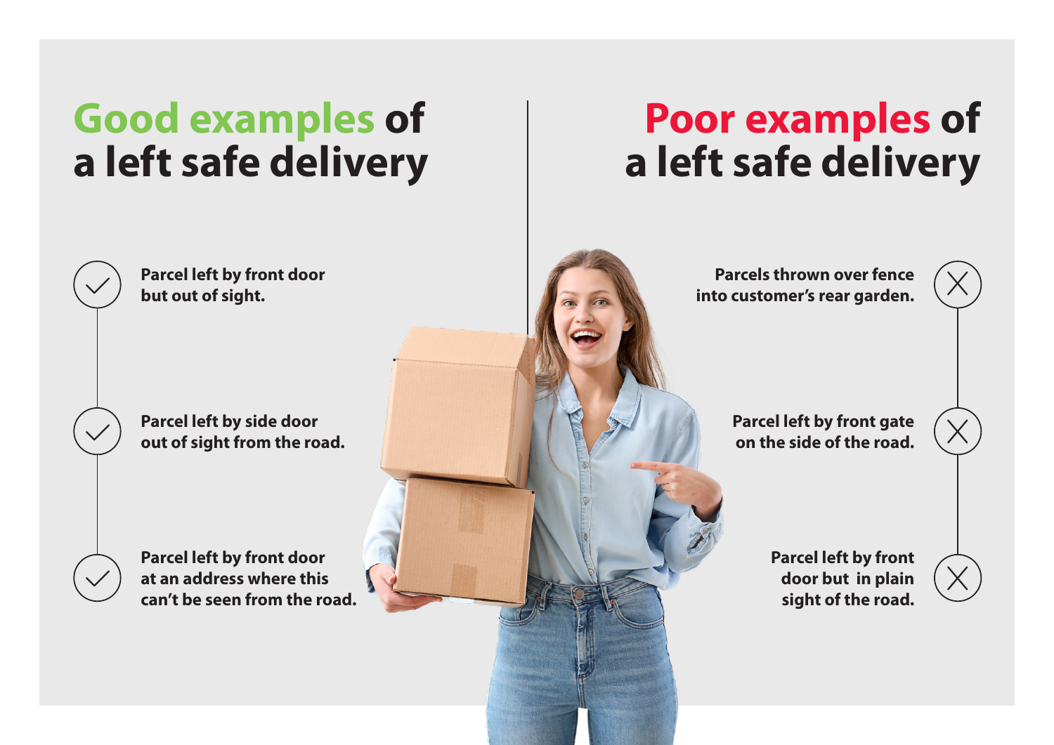## Good examples of a left safe delivery

- Parcel left by front door but out of sight.
- Parcel left by side door out of sight from the road.
- Parcel left by front door at an address where this can't be seen from the road.

## Poor examples of a left safe delivery

- Parcels thrown over fence into customer's rear garden.
- Parcel left by front gate on the side of the road.
- Parcel left by front door but in plain sight of the road.